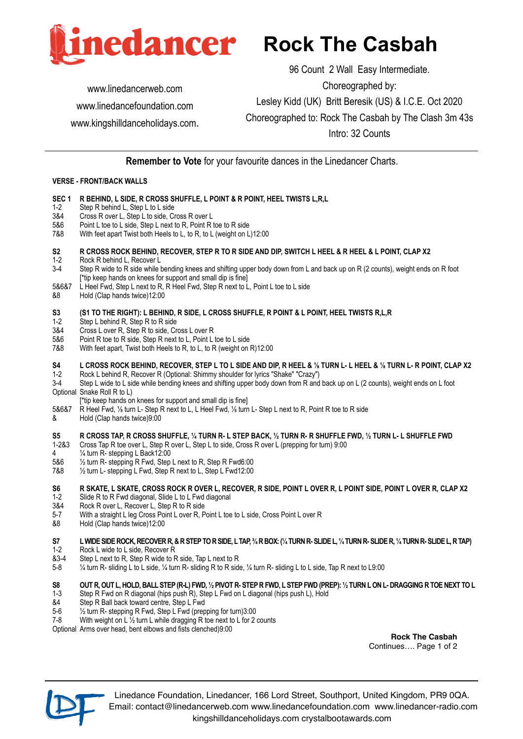# Rock The Casbah

96 Count 2 Wall Easy Intermediate.

Choreographed by:

Lesley Kidd (UK) Britt Beresik (US) & I.C.E. Oct 2020

Choreographed to: Rock The Casbah by The Clash 3m 43s

Intro: 32 Counts

www.linedancerweb.com
www.linedancefoundation.com
www.kingshilldanceholidays.com.

**Remember to Vote** for your favourite dances in the Linedancer Charts.

**VERSE - FRONT/BACK WALLS**

**SEC 1 R BEHIND, L SIDE, R CROSS SHUFFLE, L POINT & R POINT, HEEL TWISTS L,R,L**

| | |
|---|---|
| 1-2 | Step R behind L, Step L to L side |
| 3&4 | Cross R over L, Step L to side, Cross R over L |
| 5&6 | Point L toe to L side, Step L next to R, Point R toe to R side |
| 7&8 | With feet apart Twist both Heels to L, to R, to L (weight on L)12:00 |

**S2 R CROSS ROCK BEHIND, RECOVER, STEP R TO R SIDE AND DIP, SWITCH L HEEL & R HEEL & L POINT, CLAP X2**

| | |
|---|---|
| 1-2 | Rock R behind L, Recover L |
| 3-4 | Step R wide to R side while bending knees and shifting upper body down from L and back up on R (2 counts), weight ends on R foot [*tip keep hands on knees for support and small dip is fine] |
| 5&6&7 | L Heel Fwd, Step L next to R, R Heel Fwd, Step R next to L, Point L toe to L side |
| &8 | Hold (Clap hands twice)12:00 |

**S3 (S1 TO THE RIGHT): L BEHIND, R SIDE, L CROSS SHUFFLE, R POINT & L POINT, HEEL TWISTS R,L,R**

| | |
|---|---|
| 1-2 | Step L behind R, Step R to R side |
| 3&4 | Cross L over R, Step R to side, Cross L over R |
| 5&6 | Point R toe to R side, Step R next to L, Point L toe to L side |
| 7&8 | With feet apart, Twist both Heels to R, to L, to R (weight on R)12:00 |

**S4 L CROSS ROCK BEHIND, RECOVER, STEP L TO L SIDE AND DIP, R HEEL & ⅛ TURN L- L HEEL & ⅛ TURN L- R POINT, CLAP X2**

| | |
|---|---|
| 1-2 | Rock L behind R, Recover R (Optional: Shimmy shoulder for lyrics "Shake" "Crazy") |
| 3-4 | Step L wide to L side while bending knees and shifting upper body down from R and back up on L (2 counts), weight ends on L foot |
| Optional | Snake Roll R to L) [*tip keep hands on knees for support and small dip is fine] |
| 5&6&7 | R Heel Fwd, ⅛ turn L- Step R next to L, L Heel Fwd, ⅛ turn L- Step L next to R, Point R toe to R side |
| & | Hold (Clap hands twice)9:00 |

**S5 R CROSS TAP, R CROSS SHUFFLE, ¼ TURN R- L STEP BACK, ½ TURN R- R SHUFFLE FWD, ½ TURN L- L SHUFFLE FWD**

| | |
|---|---|
| 1-2&3 | Cross Tap R toe over L, Step R over L, Step L to side, Cross R over L (prepping for turn) 9:00 |
| 4 | ¼ turn R- stepping L Back12:00 |
| 5&6 | ½ turn R- stepping R Fwd, Step L next to R, Step R Fwd6:00 |
| 7&8 | ½ turn L- stepping L Fwd, Step R next to L, Step L Fwd12:00 |

**S6 R SKATE, L SKATE, CROSS ROCK R OVER L, RECOVER, R SIDE, POINT L OVER R, L POINT SIDE, POINT L OVER R, CLAP X2**

| | |
|---|---|
| 1-2 | Slide R to R Fwd diagonal, Slide L to L Fwd diagonal |
| 3&4 | Rock R over L, Recover L, Step R to R side |
| 5-7 | With a straight L leg Cross Point L over R, Point L toe to L side, Cross Point L over R |
| &8 | Hold (Clap hands twice)12:00 |

**S7 L WIDE SIDE ROCK, RECOVER R, & R STEP TO R SIDE, L TAP, ¾ R BOX: (¼ TURN R- SLIDE L, ¼ TURN R- SLIDE R, ¼ TURN R- SLIDE L, R TAP)**

| | |
|---|---|
| 1-2 | Rock L wide to L side, Recover R |
| &3-4 | Step L next to R, Step R wide to R side, Tap L next to R |
| 5-8 | ¼ turn R- sliding L to L side, ¼ turn R- sliding R to R side, ¼ turn R- sliding L to L side, Tap R next to L9:00 |

**S8 OUT R, OUT L, HOLD, BALL STEP (R-L) FWD, ½ PIVOT R- STEP R FWD, L STEP FWD (PREP): ½ TURN L ON L- DRAGGING R TOE NEXT TO L**

| | |
|---|---|
| 1-3 | Step R Fwd on R diagonal (hips push R), Step L Fwd on L diagonal (hips push L), Hold |
| &4 | Step R Ball back toward centre, Step L Fwd |
| 5-6 | ½ turn R- stepping R Fwd, Step L Fwd (prepping for turn)3:00 |
| 7-8 | With weight on L ½ turn L while dragging R toe next to L for 2 counts |
| Optional | Arms over head, bent elbows and fists clenched)9:00 |

**Rock The Casbah**
Continues….

Linedance Foundation, Linedancer, 166 Lord Street, Southport, United Kingdom, PR9 0QA.
Email: contact@linedancerweb.com www.linedancefoundation.com www.linedancer-radio.com
kingshilldanceholidays.com crystalbootawards.com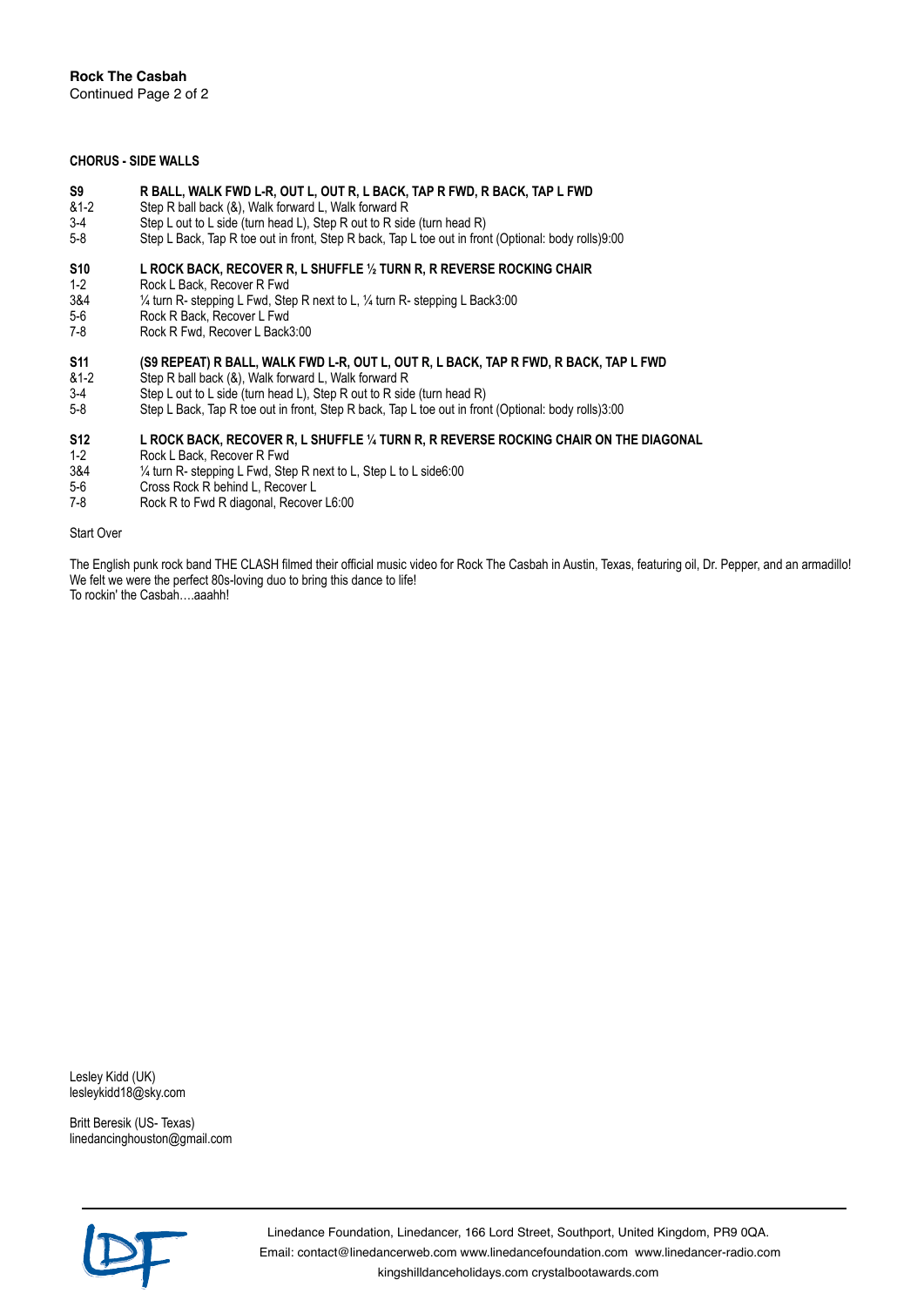**Rock The Casbah**
Continued Page 2 of 2

**CHORUS - SIDE WALLS**

**S9 R BALL, WALK FWD L-R, OUT L, OUT R, L BACK, TAP R FWD, R BACK, TAP L FWD**

| | |
|---|---|
| &1-2 | Step R ball back (&), Walk forward L, Walk forward R |
| 3-4 | Step L out to L side (turn head L), Step R out to R side (turn head R) |
| 5-8 | Step L Back, Tap R toe out in front, Step R back, Tap L toe out in front (Optional: body rolls)9:00 |

**S10 L ROCK BACK, RECOVER R, L SHUFFLE ½ TURN R, R REVERSE ROCKING CHAIR**

| | |
|---|---|
| 1-2 | Rock L Back, Recover R Fwd |
| 3&4 | ¼ turn R- stepping L Fwd, Step R next to L, ¼ turn R- stepping L Back3:00 |
| 5-6 | Rock R Back, Recover L Fwd |
| 7-8 | Rock R Fwd, Recover L Back3:00 |

**S11 (S9 REPEAT) R BALL, WALK FWD L-R, OUT L, OUT R, L BACK, TAP R FWD, R BACK, TAP L FWD**

| | |
|---|---|
| &1-2 | Step R ball back (&), Walk forward L, Walk forward R |
| 3-4 | Step L out to L side (turn head L), Step R out to R side (turn head R) |
| 5-8 | Step L Back, Tap R toe out in front, Step R back, Tap L toe out in front (Optional: body rolls)3:00 |

**S12 L ROCK BACK, RECOVER R, L SHUFFLE ¼ TURN R, R REVERSE ROCKING CHAIR ON THE DIAGONAL**

| | |
|---|---|
| 1-2 | Rock L Back, Recover R Fwd |
| 3&4 | ¼ turn R- stepping L Fwd, Step R next to L, Step L to L side6:00 |
| 5-6 | Cross Rock R behind L, Recover L |
| 7-8 | Rock R to Fwd R diagonal, Recover L6:00 |

Start Over

The English punk rock band THE CLASH filmed their official music video for Rock The Casbah in Austin, Texas, featuring oil, Dr. Pepper, and an armadillo!
We felt we were the perfect 80s-loving duo to bring this dance to life!
To rockin' the Casbah….aaahh!

Lesley Kidd (UK)
lesleykidd18@sky.com

Britt Beresik (US- Texas)
linedancinghouston@gmail.com

Linedance Foundation, Linedancer, 166 Lord Street, Southport, United Kingdom, PR9 0QA.
Email: contact@linedancerweb.com www.linedancefoundation.com www.linedancer-radio.com
kingshilldanceholidays.com crystalbootawards.com